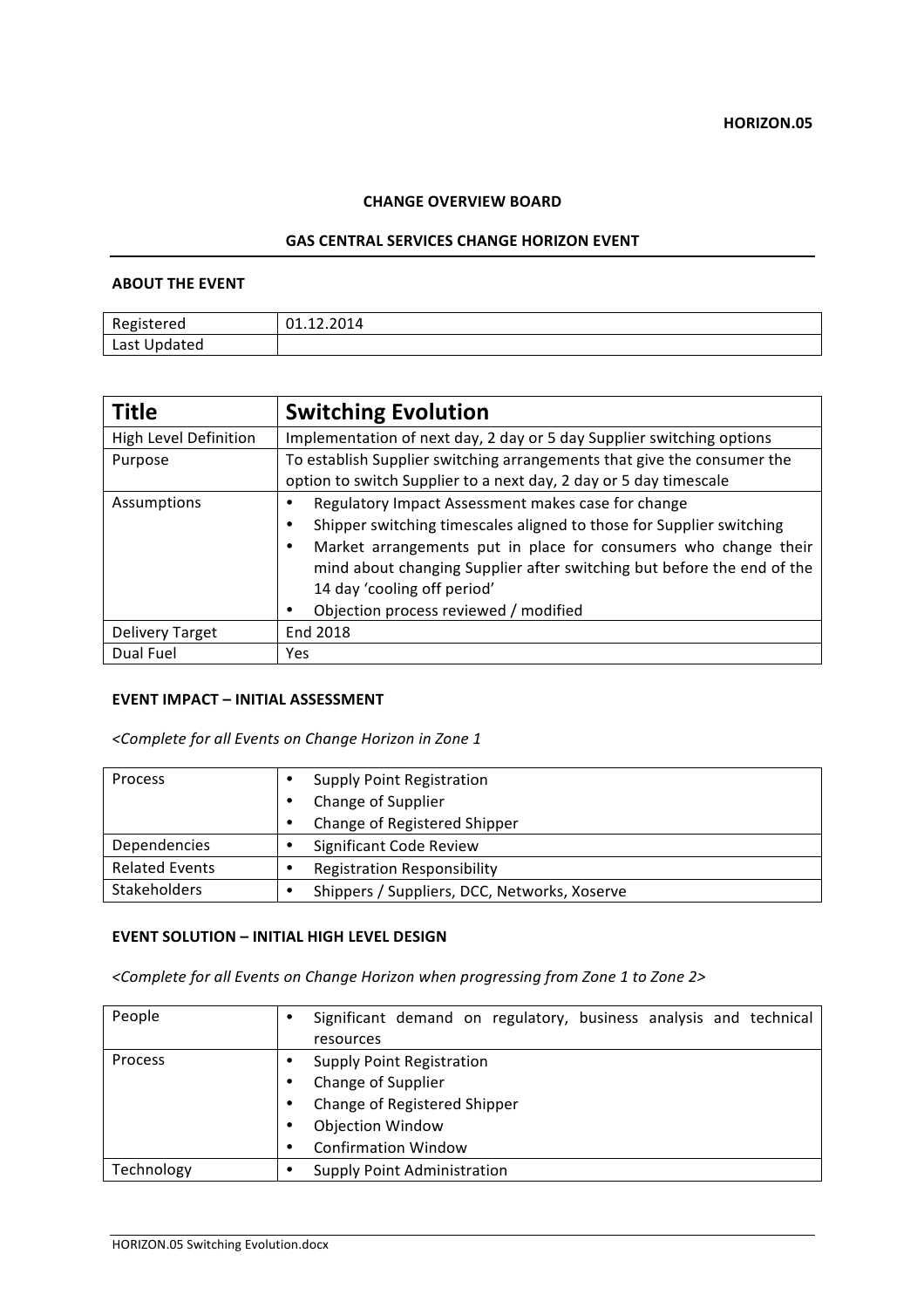**HORIZON.05**

**CHANGE OVERVIEW BOARD**

**GAS CENTRAL SERVICES CHANGE HORIZON EVENT**

**ABOUT THE EVENT**

| Registered | 01.12.2014 |
|---|---|
| Last Updated | |

| **Title** | **Switching Evolution** |
|---|---|
| High Level Definition | Implementation of next day, 2 day or 5 day Supplier switching options |
| Purpose | To establish Supplier switching arrangements that give the consumer the option to switch Supplier to a next day, 2 day or 5 day timescale |
| Assumptions | • Regulatory Impact Assessment makes case for change<br>• Shipper switching timescales aligned to those for Supplier switching<br>• Market arrangements put in place for consumers who change their mind about changing Supplier after switching but before the end of the 14 day 'cooling off period'<br>• Objection process reviewed / modified |
| Delivery Target | End 2018 |
| Dual Fuel | Yes |

**EVENT IMPACT – INITIAL ASSESSMENT**

*<Complete for all Events on Change Horizon in Zone 1*

| Process | • Supply Point Registration<br>• Change of Supplier<br>• Change of Registered Shipper |
|---|---|
| Dependencies | • Significant Code Review |
| Related Events | • Registration Responsibility |
| Stakeholders | • Shippers / Suppliers, DCC, Networks, Xoserve |

**EVENT SOLUTION – INITIAL HIGH LEVEL DESIGN**

*<Complete for all Events on Change Horizon when progressing from Zone 1 to Zone 2>*

| People | • Significant demand on regulatory, business analysis and technical resources |
|---|---|
| Process | • Supply Point Registration<br>• Change of Supplier<br>• Change of Registered Shipper<br>• Objection Window<br>• Confirmation Window |
| Technology | • Supply Point Administration |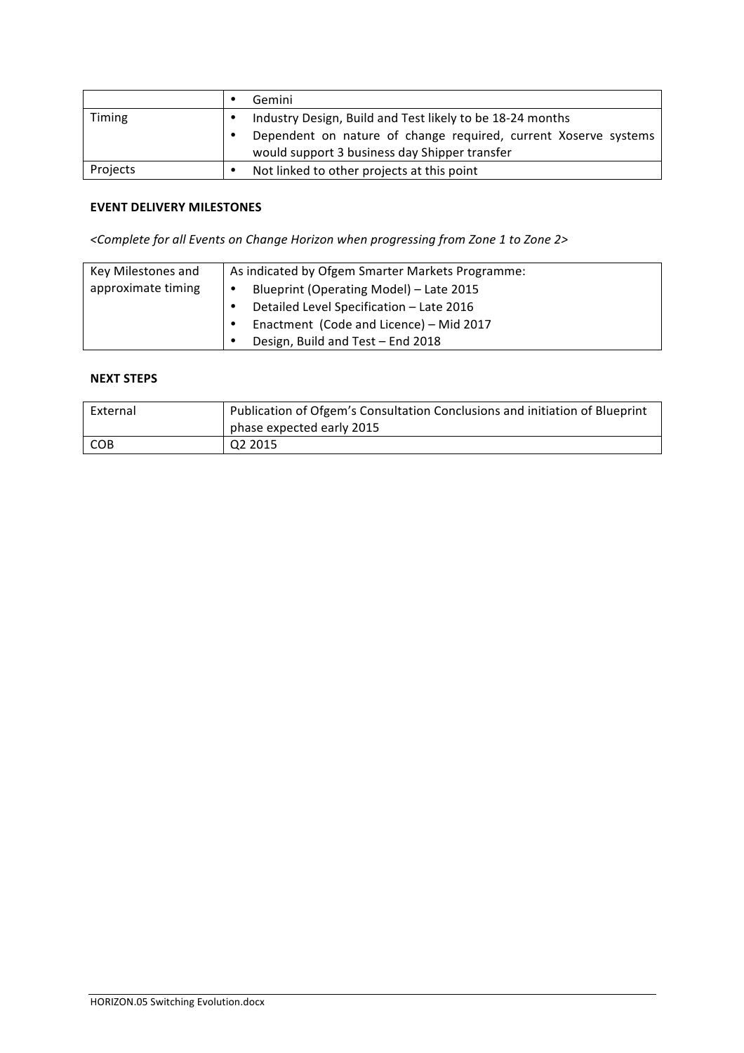| | |
|---|---|
| | • Gemini |
| Timing | • Industry Design, Build and Test likely to be 18-24 months<br>• Dependent on nature of change required, current Xoserve systems would support 3 business day Shipper transfer |
| Projects | • Not linked to other projects at this point |

**EVENT DELIVERY MILESTONES**

*<Complete for all Events on Change Horizon when progressing from Zone 1 to Zone 2>*

| | |
|---|---|
| Key Milestones and approximate timing | As indicated by Ofgem Smarter Markets Programme:<br>• Blueprint (Operating Model) – Late 2015<br>• Detailed Level Specification – Late 2016<br>• Enactment (Code and Licence) – Mid 2017<br>• Design, Build and Test – End 2018 |

**NEXT STEPS**

| | |
|---|---|
| External | Publication of Ofgem's Consultation Conclusions and initiation of Blueprint phase expected early 2015 |
| COB | Q2 2015 |